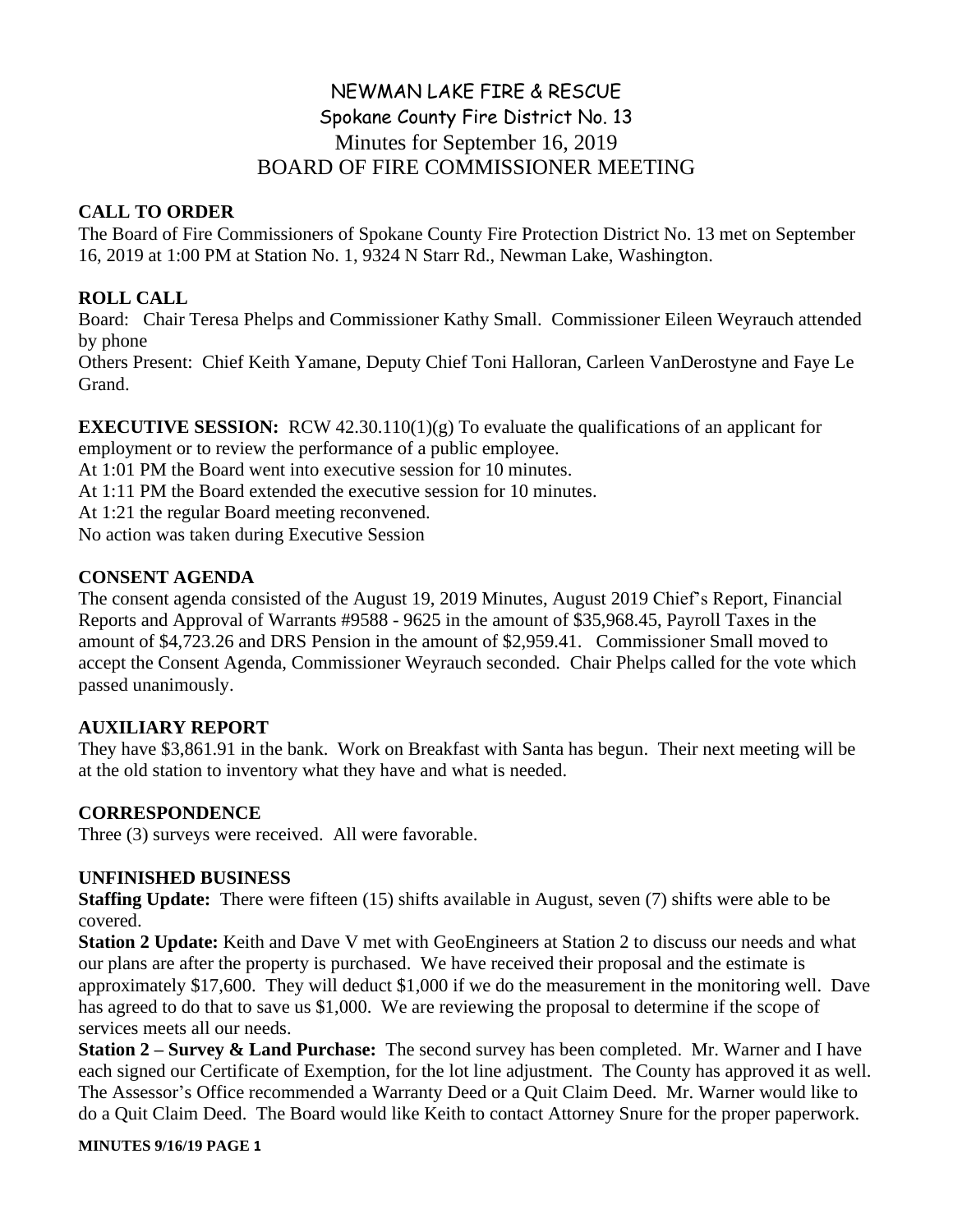# NEWMAN LAKE FIRE & RESCUE

## Spokane County Fire District No. 13

## Minutes for September 16, 2019

## BOARD OF FIRE COMMISSIONER MEETING

**CALL TO ORDER**

The Board of Fire Commissioners of Spokane County Fire Protection District No. 13 met on September 16, 2019 at 1:00 PM at Station No. 1, 9324 N Starr Rd., Newman Lake, Washington.

**ROLL CALL**

Board: Chair Teresa Phelps and Commissioner Kathy Small. Commissioner Eileen Weyrauch attended by phone

Others Present: Chief Keith Yamane, Deputy Chief Toni Halloran, Carleen VanDerostyne and Faye Le Grand.

**EXECUTIVE SESSION:** RCW 42.30.110(1)(g) To evaluate the qualifications of an applicant for employment or to review the performance of a public employee.

At 1:01 PM the Board went into executive session for 10 minutes.

At 1:11 PM the Board extended the executive session for 10 minutes.

At 1:21 the regular Board meeting reconvened.

No action was taken during Executive Session

**CONSENT AGENDA**

The consent agenda consisted of the August 19, 2019 Minutes, August 2019 Chief's Report, Financial Reports and Approval of Warrants #9588 - 9625 in the amount of $35,968.45, Payroll Taxes in the amount of $4,723.26 and DRS Pension in the amount of $2,959.41. Commissioner Small moved to accept the Consent Agenda, Commissioner Weyrauch seconded. Chair Phelps called for the vote which passed unanimously.

**AUXILIARY REPORT**

They have $3,861.91 in the bank. Work on Breakfast with Santa has begun. Their next meeting will be at the old station to inventory what they have and what is needed.

**CORRESPONDENCE**

Three (3) surveys were received. All were favorable.

**UNFINISHED BUSINESS**

**Staffing Update:** There were fifteen (15) shifts available in August, seven (7) shifts were able to be covered.

**Station 2 Update:** Keith and Dave V met with GeoEngineers at Station 2 to discuss our needs and what our plans are after the property is purchased. We have received their proposal and the estimate is approximately $17,600. They will deduct $1,000 if we do the measurement in the monitoring well. Dave has agreed to do that to save us $1,000. We are reviewing the proposal to determine if the scope of services meets all our needs.

**Station 2 – Survey & Land Purchase:** The second survey has been completed. Mr. Warner and I have each signed our Certificate of Exemption, for the lot line adjustment. The County has approved it as well. The Assessor's Office recommended a Warranty Deed or a Quit Claim Deed. Mr. Warner would like to do a Quit Claim Deed. The Board would like Keith to contact Attorney Snure for the proper paperwork.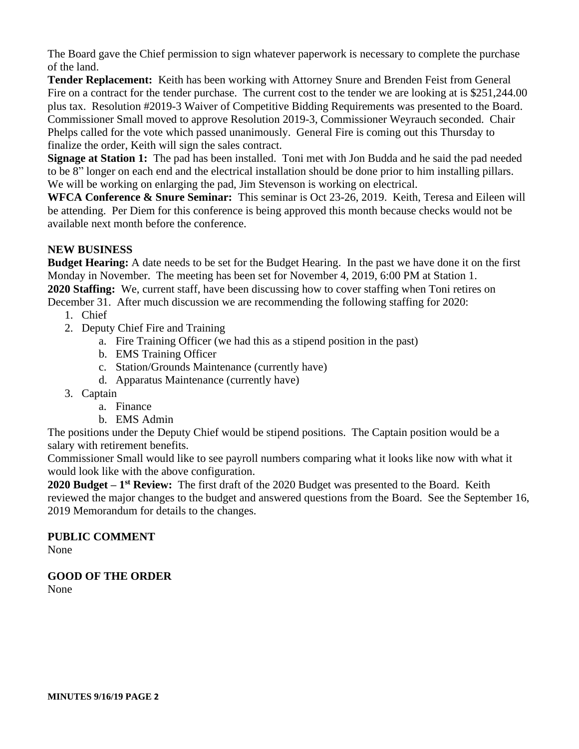The Board gave the Chief permission to sign whatever paperwork is necessary to complete the purchase of the land.

**Tender Replacement:** Keith has been working with Attorney Snure and Brenden Feist from General Fire on a contract for the tender purchase. The current cost to the tender we are looking at is $251,244.00 plus tax. Resolution #2019-3 Waiver of Competitive Bidding Requirements was presented to the Board. Commissioner Small moved to approve Resolution 2019-3, Commissioner Weyrauch seconded. Chair Phelps called for the vote which passed unanimously. General Fire is coming out this Thursday to finalize the order, Keith will sign the sales contract.

**Signage at Station 1:** The pad has been installed. Toni met with Jon Budda and he said the pad needed to be 8" longer on each end and the electrical installation should be done prior to him installing pillars. We will be working on enlarging the pad, Jim Stevenson is working on electrical.

**WFCA Conference & Snure Seminar:** This seminar is Oct 23-26, 2019. Keith, Teresa and Eileen will be attending. Per Diem for this conference is being approved this month because checks would not be available next month before the conference.

## NEW BUSINESS

**Budget Hearing:** A date needs to be set for the Budget Hearing. In the past we have done it on the first Monday in November. The meeting has been set for November 4, 2019, 6:00 PM at Station 1.

**2020 Staffing:** We, current staff, have been discussing how to cover staffing when Toni retires on December 31. After much discussion we are recommending the following staffing for 2020:

1. Chief
2. Deputy Chief Fire and Training
   a. Fire Training Officer (we had this as a stipend position in the past)
   b. EMS Training Officer
   c. Station/Grounds Maintenance (currently have)
   d. Apparatus Maintenance (currently have)
3. Captain
   a. Finance
   b. EMS Admin

The positions under the Deputy Chief would be stipend positions. The Captain position would be a salary with retirement benefits.

Commissioner Small would like to see payroll numbers comparing what it looks like now with what it would look like with the above configuration.

**2020 Budget – 1st Review:** The first draft of the 2020 Budget was presented to the Board. Keith reviewed the major changes to the budget and answered questions from the Board. See the September 16, 2019 Memorandum for details to the changes.

## PUBLIC COMMENT

None

## GOOD OF THE ORDER

None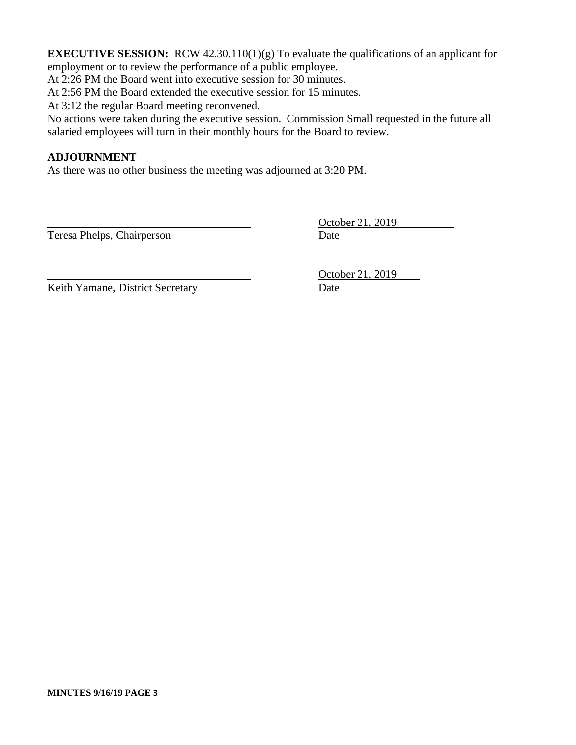**EXECUTIVE SESSION:** RCW 42.30.110(1)(g) To evaluate the qualifications of an applicant for employment or to review the performance of a public employee.
At 2:26 PM the Board went into executive session for 30 minutes.
At 2:56 PM the Board extended the executive session for 15 minutes.
At 3:12 the regular Board meeting reconvened.
No actions were taken during the executive session. Commission Small requested in the future all salaried employees will turn in their monthly hours for the Board to review.

**ADJOURNMENT**

As there was no other business the meeting was adjourned at 3:20 PM.

______________________________ October 21, 2019
Teresa Phelps, Chairperson Date

______________________________ October 21, 2019
Keith Yamane, District Secretary Date

**MINUTES 9/16/19 PAGE 3**